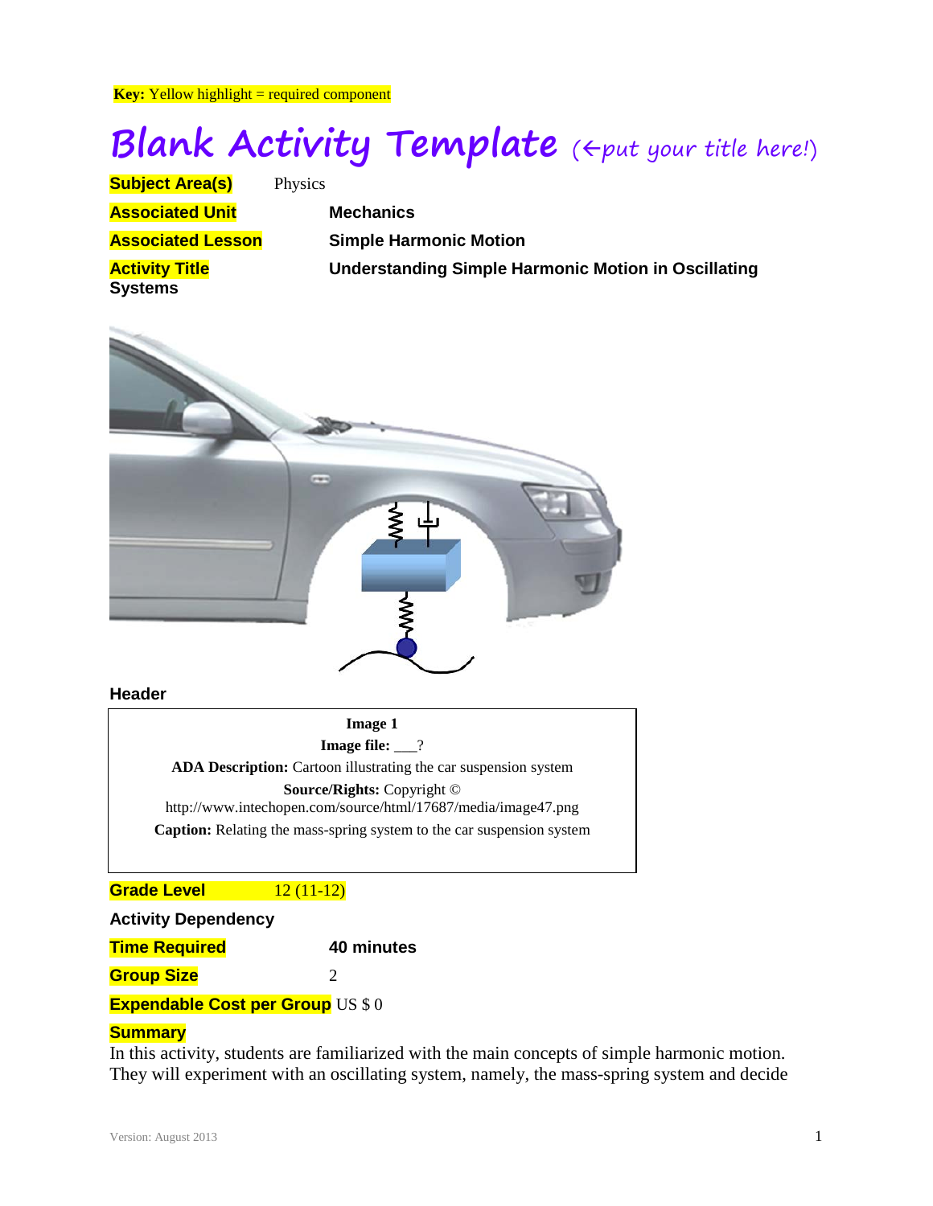**Key:** Yellow highlight = required component

# Blank Activity Template (←put your title here!)

**Subject Area(s)** Physics

**Associated Unit** **Mechanics**

**Associated Lesson** **Simple Harmonic Motion**

**Activity Title** **Understanding Simple Harmonic Motion in Oscillating Systems**

**Header**

**Image 1**
**Image file:** ___?
**ADA Description:** Cartoon illustrating the car suspension system
**Source/Rights:** Copyright © http://www.intechopen.com/source/html/17687/media/image47.png
**Caption:** Relating the mass-spring system to the car suspension system

**Grade Level** 12 (11-12)

**Activity Dependency**

**Time Required** **40 minutes**

**Group Size** 2

**Expendable Cost per Group** US $ 0

**Summary**

In this activity, students are familiarized with the main concepts of simple harmonic motion. They will experiment with an oscillating system, namely, the mass-spring system and decide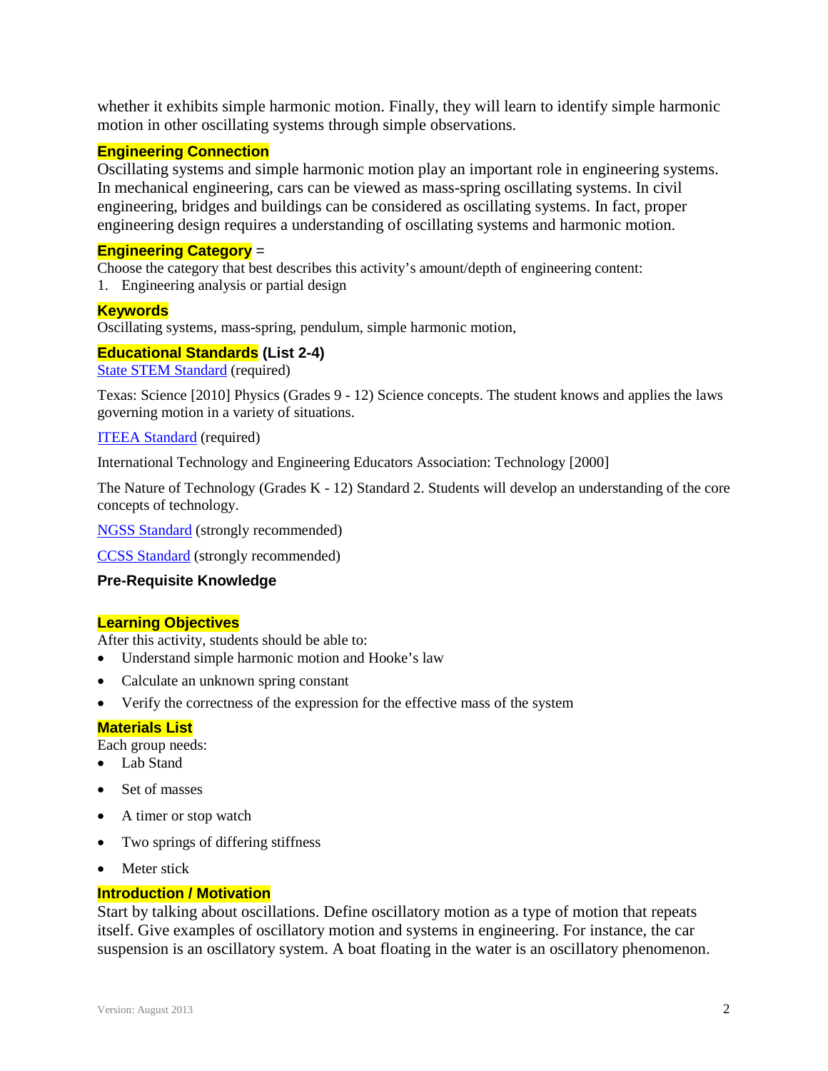whether it exhibits simple harmonic motion. Finally, they will learn to identify simple harmonic motion in other oscillating systems through simple observations.

## Engineering Connection

Oscillating systems and simple harmonic motion play an important role in engineering systems. In mechanical engineering, cars can be viewed as mass-spring oscillating systems. In civil engineering, bridges and buildings can be considered as oscillating systems. In fact, proper engineering design requires a understanding of oscillating systems and harmonic motion.

## Engineering Category =

Choose the category that best describes this activity's amount/depth of engineering content:

1. Engineering analysis or partial design

## Keywords

Oscillating systems, mass-spring, pendulum, simple harmonic motion,

## Educational Standards (List 2-4)

State STEM Standard (required)

Texas: Science [2010] Physics (Grades 9 - 12) Science concepts. The student knows and applies the laws governing motion in a variety of situations.

ITEEA Standard (required)

International Technology and Engineering Educators Association: Technology [2000]

The Nature of Technology (Grades K - 12) Standard 2. Students will develop an understanding of the core concepts of technology.

NGSS Standard (strongly recommended)

CCSS Standard (strongly recommended)

## Pre-Requisite Knowledge

## Learning Objectives

After this activity, students should be able to:

- Understand simple harmonic motion and Hooke's law
- Calculate an unknown spring constant
- Verify the correctness of the expression for the effective mass of the system

## Materials List

Each group needs:

- Lab Stand
- Set of masses
- A timer or stop watch
- Two springs of differing stiffness
- Meter stick

## Introduction / Motivation

Start by talking about oscillations. Define oscillatory motion as a type of motion that repeats itself. Give examples of oscillatory motion and systems in engineering. For instance, the car suspension is an oscillatory system. A boat floating in the water is an oscillatory phenomenon.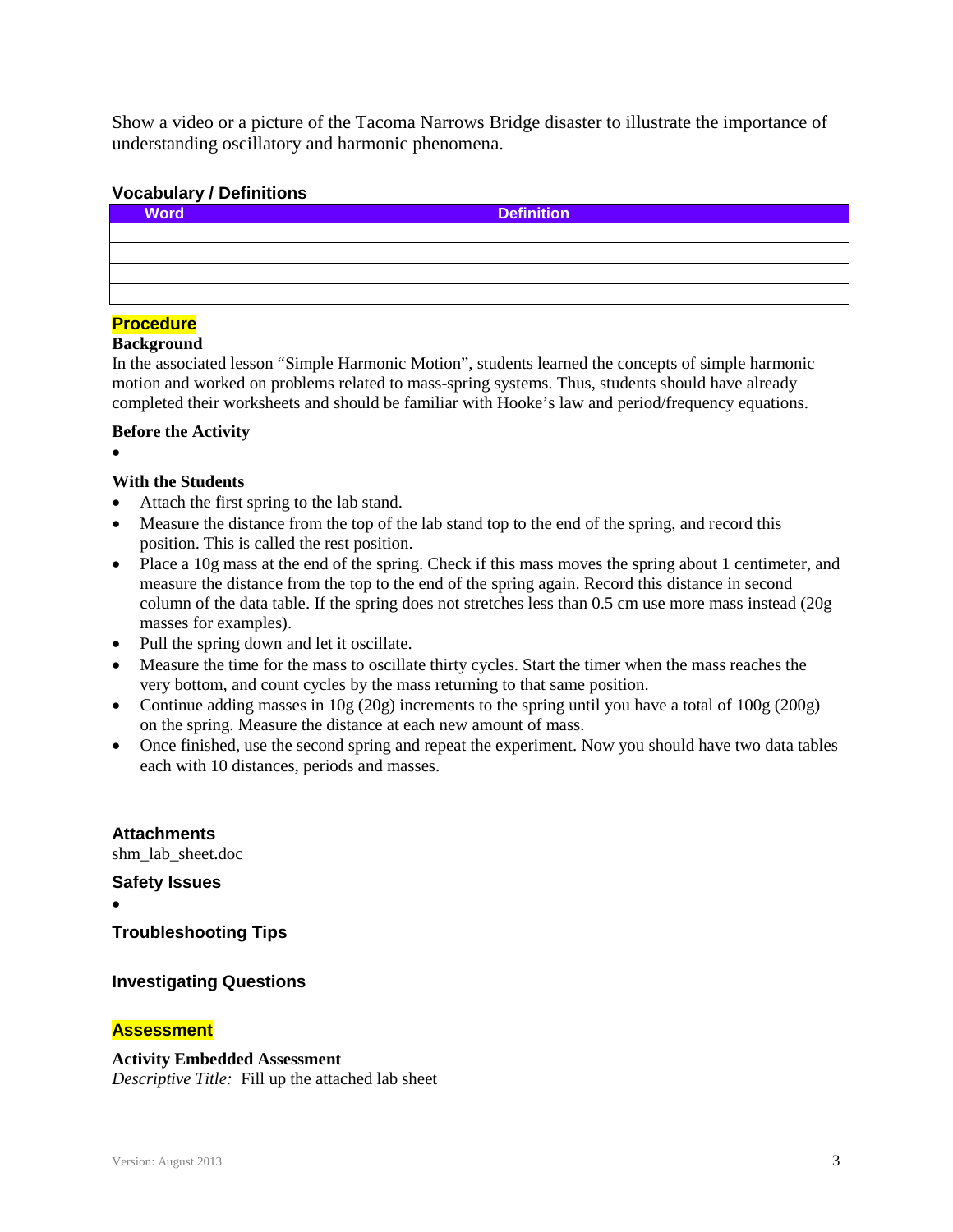Show a video or a picture of the Tacoma Narrows Bridge disaster to illustrate the importance of understanding oscillatory and harmonic phenomena.

### Vocabulary / Definitions

| Word | Definition |
| --- | --- |
| | |
| | |
| | |
| | |

## Procedure

**Background**

In the associated lesson "Simple Harmonic Motion", students learned the concepts of simple harmonic motion and worked on problems related to mass-spring systems. Thus, students should have already completed their worksheets and should be familiar with Hooke's law and period/frequency equations.

**Before the Activity**

- 

**With the Students**

- Attach the first spring to the lab stand.
- Measure the distance from the top of the lab stand top to the end of the spring, and record this position. This is called the rest position.
- Place a 10g mass at the end of the spring. Check if this mass moves the spring about 1 centimeter, and measure the distance from the top to the end of the spring again. Record this distance in second column of the data table. If the spring does not stretches less than 0.5 cm use more mass instead (20g masses for examples).
- Pull the spring down and let it oscillate.
- Measure the time for the mass to oscillate thirty cycles. Start the timer when the mass reaches the very bottom, and count cycles by the mass returning to that same position.
- Continue adding masses in 10g (20g) increments to the spring until you have a total of 100g (200g) on the spring. Measure the distance at each new amount of mass.
- Once finished, use the second spring and repeat the experiment. Now you should have two data tables each with 10 distances, periods and masses.

### Attachments

shm_lab_sheet.doc

### Safety Issues

- 

### Troubleshooting Tips

### Investigating Questions

## Assessment

**Activity Embedded Assessment**

*Descriptive Title:* Fill up the attached lab sheet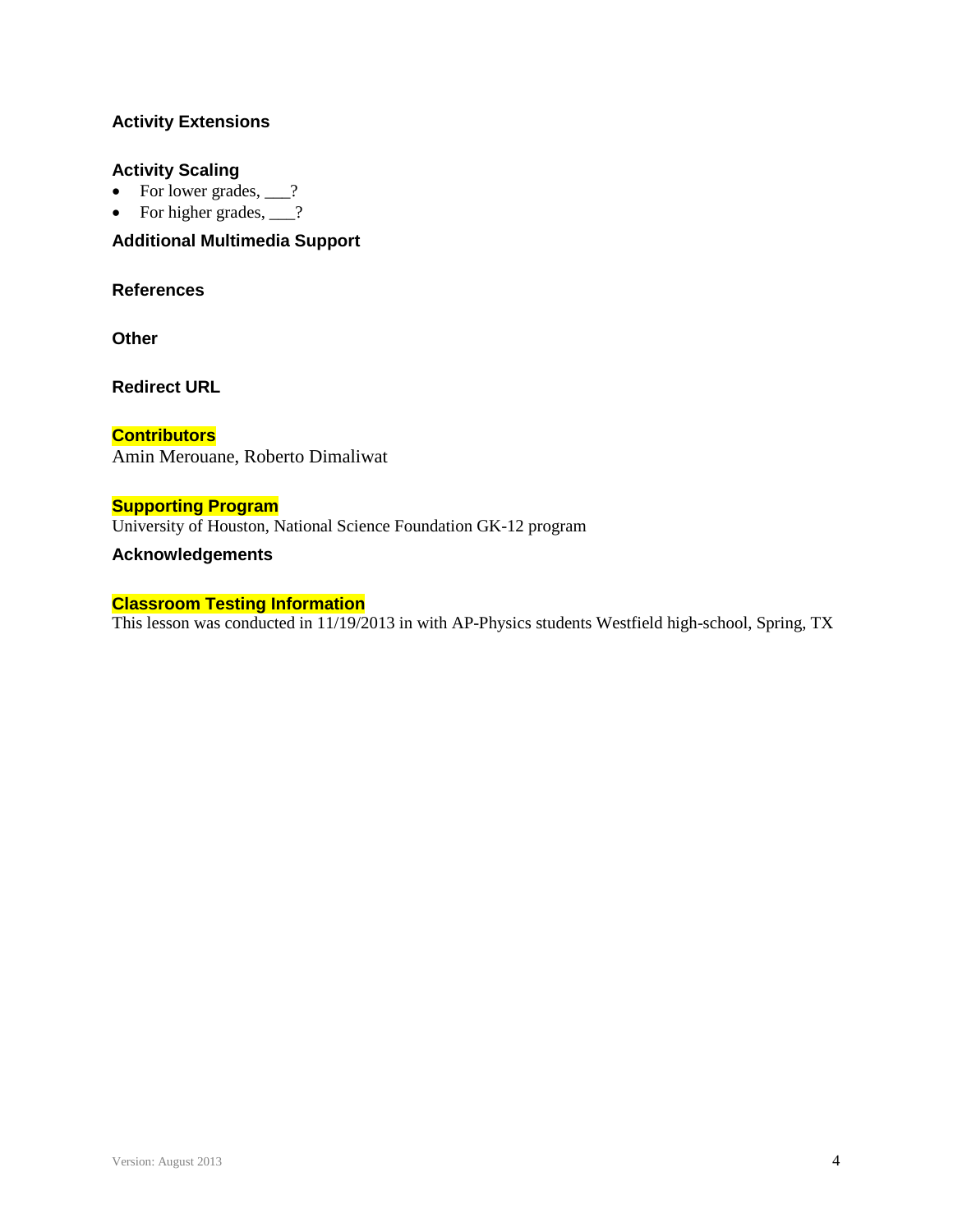### Activity Extensions

### Activity Scaling

- For lower grades, ___?
- For higher grades, ___?

### Additional Multimedia Support

### References

### Other

### Redirect URL

### Contributors

Amin Merouane, Roberto Dimaliwat

### Supporting Program

University of Houston, National Science Foundation GK-12 program

### Acknowledgements

### Classroom Testing Information

This lesson was conducted in 11/19/2013 in with AP-Physics students Westfield high-school, Spring, TX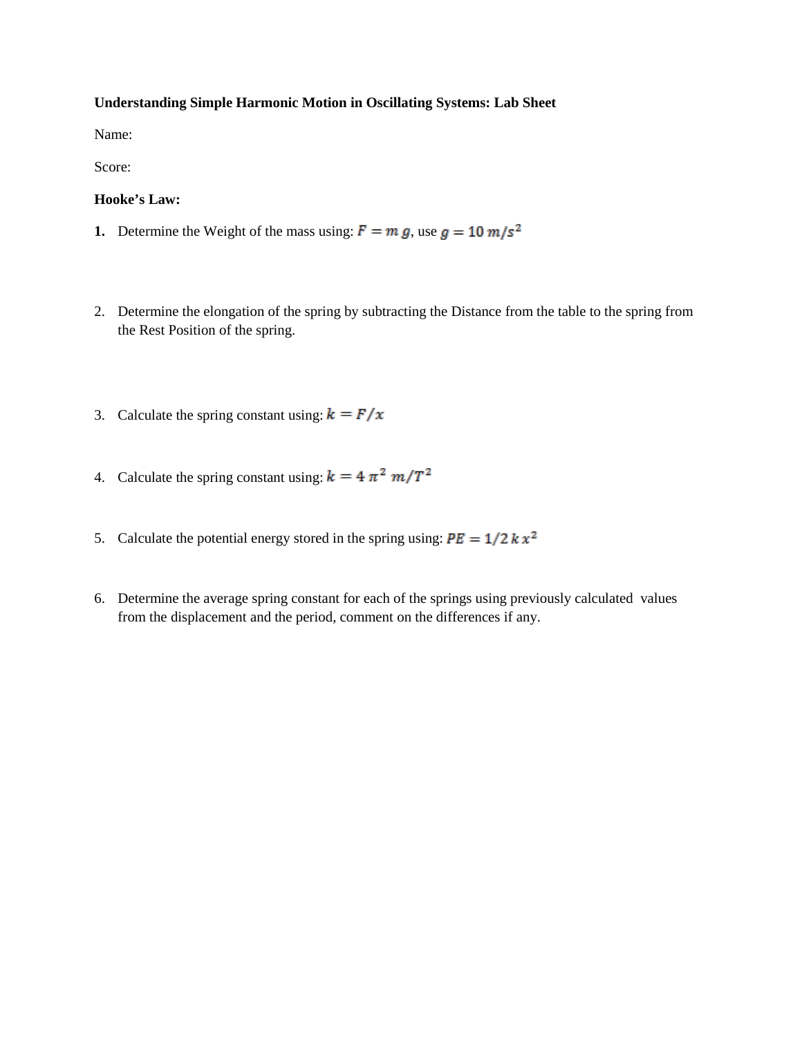**Understanding Simple Harmonic Motion in Oscillating Systems: Lab Sheet**

Name:

Score:

**Hooke's Law:**

1. Determine the Weight of the mass using: $F = m\,g$, use $g = 10\ m/s^2$

2. Determine the elongation of the spring by subtracting the Distance from the table to the spring from the Rest Position of the spring.

3. Calculate the spring constant using: $k = F/x$

4. Calculate the spring constant using: $k = 4\,\pi^2\,m/T^2$

5. Calculate the potential energy stored in the spring using: $PE = 1/2\,k\,x^2$

6. Determine the average spring constant for each of the springs using previously calculated values from the displacement and the period, comment on the differences if any.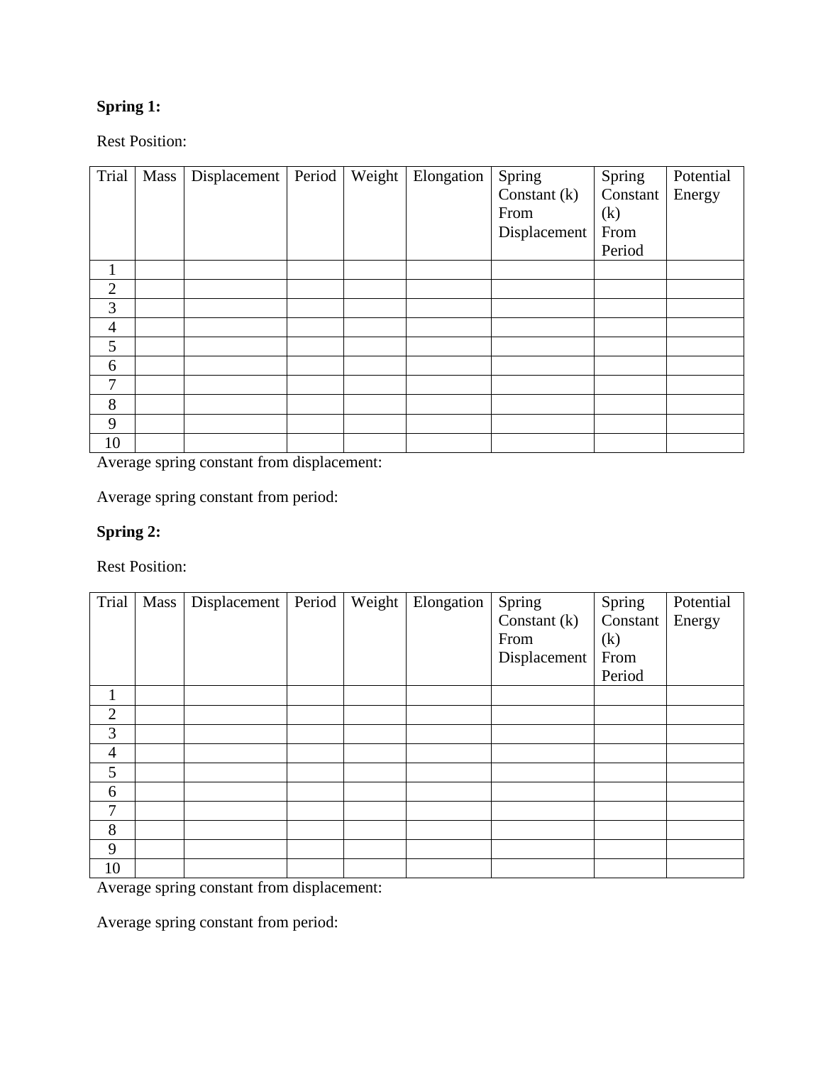**Spring 1:**

Rest Position:

| Trial | Mass | Displacement | Period | Weight | Elongation | Spring Constant (k) From Displacement | Spring Constant (k) From Period | Potential Energy |
|---|---|---|---|---|---|---|---|---|
| 1 | | | | | | | | |
| 2 | | | | | | | | |
| 3 | | | | | | | | |
| 4 | | | | | | | | |
| 5 | | | | | | | | |
| 6 | | | | | | | | |
| 7 | | | | | | | | |
| 8 | | | | | | | | |
| 9 | | | | | | | | |
| 10 | | | | | | | | |

Average spring constant from displacement:

Average spring constant from period:

**Spring 2:**

Rest Position:

| Trial | Mass | Displacement | Period | Weight | Elongation | Spring Constant (k) From Displacement | Spring Constant (k) From Period | Potential Energy |
|---|---|---|---|---|---|---|---|---|
| 1 | | | | | | | | |
| 2 | | | | | | | | |
| 3 | | | | | | | | |
| 4 | | | | | | | | |
| 5 | | | | | | | | |
| 6 | | | | | | | | |
| 7 | | | | | | | | |
| 8 | | | | | | | | |
| 9 | | | | | | | | |
| 10 | | | | | | | | |

Average spring constant from displacement:

Average spring constant from period: